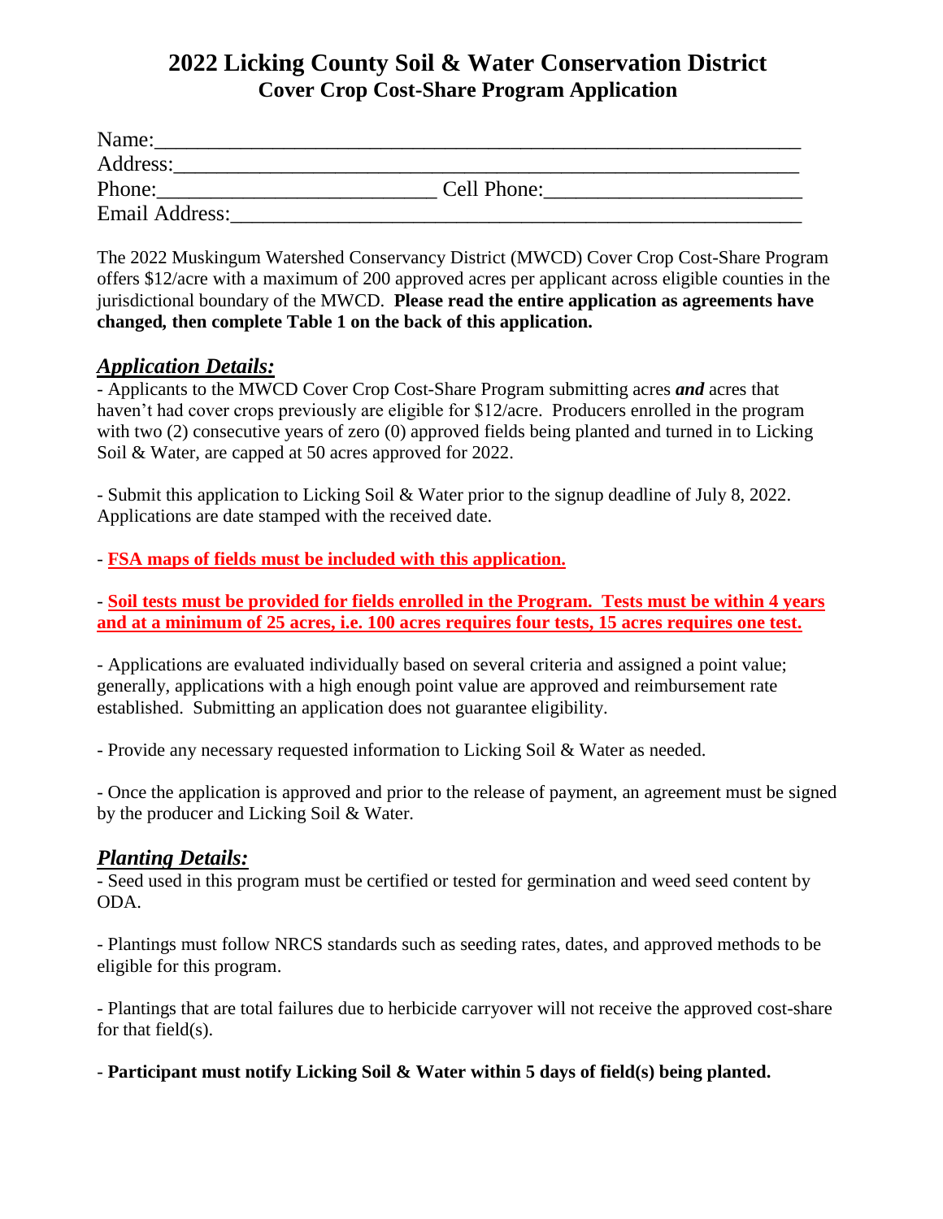# 2022 Licking County Soil & Water Conservation District
## Cover Crop Cost-Share Program Application

Name:_______________________________________________________________

Address:_____________________________________________________________

Phone:__________________________ Cell Phone:________________________

Email Address:_______________________________________________________

The 2022 Muskingum Watershed Conservancy District (MWCD) Cover Crop Cost-Share Program offers $12/acre with a maximum of 200 approved acres per applicant across eligible counties in the jurisdictional boundary of the MWCD. **Please read the entire application as agreements have changed, then complete Table 1 on the back of this application.**

## ***Application Details:***

- Applicants to the MWCD Cover Crop Cost-Share Program submitting acres ***and*** acres that haven't had cover crops previously are eligible for $12/acre. Producers enrolled in the program with two (2) consecutive years of zero (0) approved fields being planted and turned in to Licking Soil & Water, are capped at 50 acres approved for 2022.

- Submit this application to Licking Soil & Water prior to the signup deadline of July 8, 2022. Applications are date stamped with the received date.

- **FSA maps of fields must be included with this application.**

- **Soil tests must be provided for fields enrolled in the Program. Tests must be within 4 years and at a minimum of 25 acres, i.e. 100 acres requires four tests, 15 acres requires one test.**

- Applications are evaluated individually based on several criteria and assigned a point value; generally, applications with a high enough point value are approved and reimbursement rate established. Submitting an application does not guarantee eligibility.

- Provide any necessary requested information to Licking Soil & Water as needed.

- Once the application is approved and prior to the release of payment, an agreement must be signed by the producer and Licking Soil & Water.

## ***Planting Details:***

- Seed used in this program must be certified or tested for germination and weed seed content by ODA.

- Plantings must follow NRCS standards such as seeding rates, dates, and approved methods to be eligible for this program.

- Plantings that are total failures due to herbicide carryover will not receive the approved cost-share for that field(s).

- **Participant must notify Licking Soil & Water within 5 days of field(s) being planted.**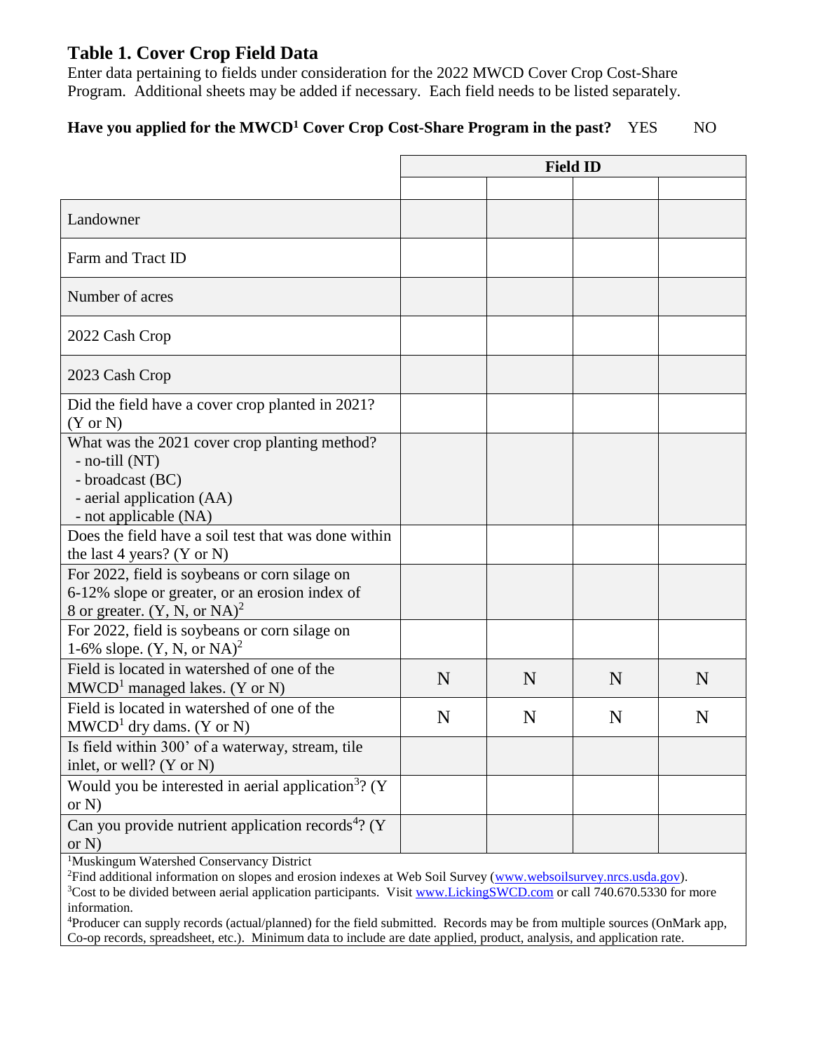## Table 1. Cover Crop Field Data

Enter data pertaining to fields under consideration for the 2022 MWCD Cover Crop Cost-Share Program. Additional sheets may be added if necessary. Each field needs to be listed separately.

**Have you applied for the MWCD[1] Cover Crop Cost-Share Program in the past?** YES NO

| | Field ID | | | |
|---|---|---|---|---|
| | | | | |
| Landowner | | | | |
| Farm and Tract ID | | | | |
| Number of acres | | | | |
| 2022 Cash Crop | | | | |
| 2023 Cash Crop | | | | |
| Did the field have a cover crop planted in 2021? (Y or N) | | | | |
| What was the 2021 cover crop planting method?<br>- no-till (NT)<br>- broadcast (BC)<br>- aerial application (AA)<br>- not applicable (NA) | | | | |
| Does the field have a soil test that was done within the last 4 years? (Y or N) | | | | |
| For 2022, field is soybeans or corn silage on 6-12% slope or greater, or an erosion index of 8 or greater. (Y, N, or NA)[2] | | | | |
| For 2022, field is soybeans or corn silage on 1-6% slope. (Y, N, or NA)[2] | | | | |
| Field is located in watershed of one of the MWCD[1] managed lakes. (Y or N) | N | N | N | N |
| Field is located in watershed of one of the MWCD[1] dry dams. (Y or N) | N | N | N | N |
| Is field within 300' of a waterway, stream, tile inlet, or well? (Y or N) | | | | |
| Would you be interested in aerial application[3]? (Y or N) | | | | |
| Can you provide nutrient application records[4]? (Y or N) | | | | |

[1]Muskingum Watershed Conservancy District

[2]Find additional information on slopes and erosion indexes at Web Soil Survey (www.websoilsurvey.nrcs.usda.gov).

[3]Cost to be divided between aerial application participants. Visit www.LickingSWCD.com or call 740.670.5330 for more information.

[4]Producer can supply records (actual/planned) for the field submitted. Records may be from multiple sources (OnMark app, Co-op records, spreadsheet, etc.). Minimum data to include are date applied, product, analysis, and application rate.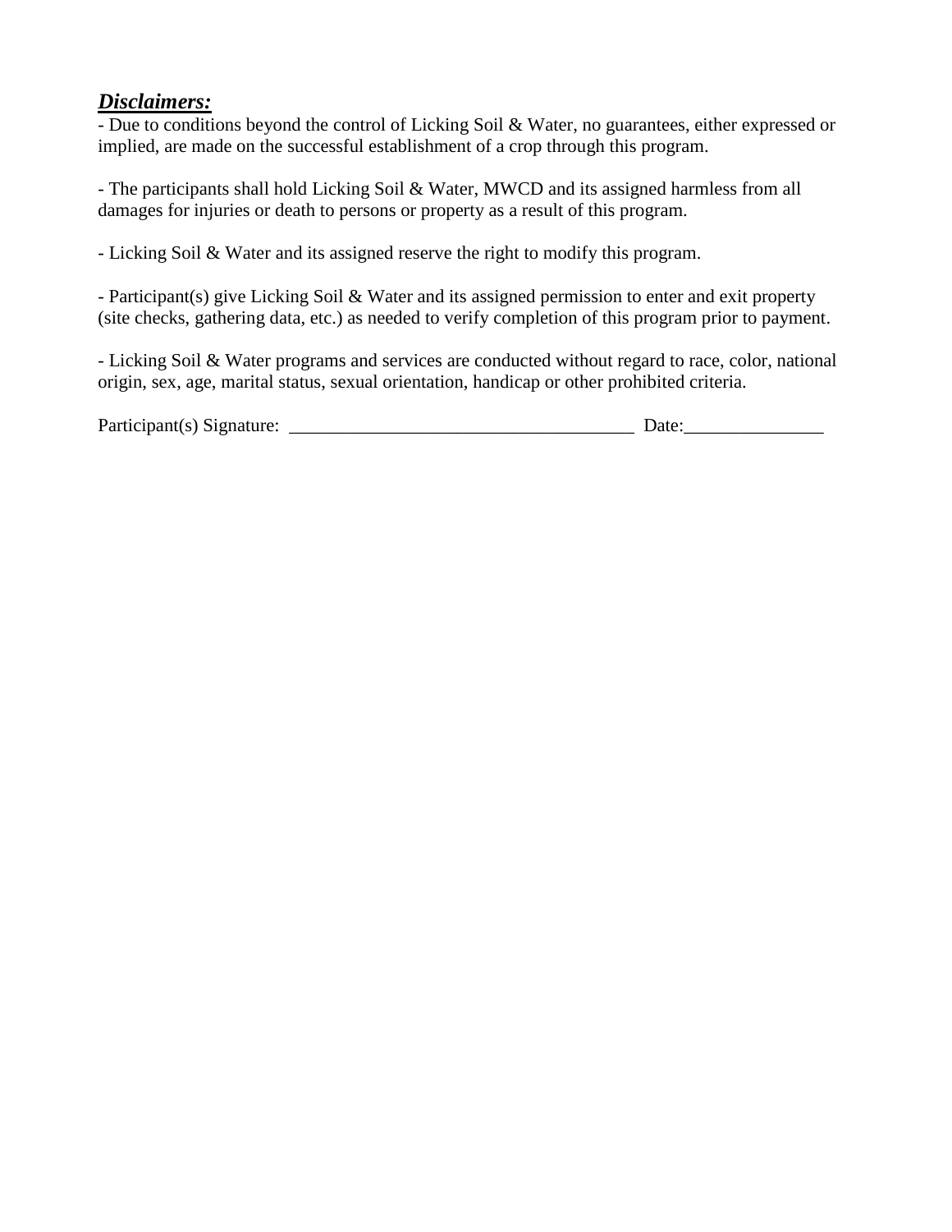***Disclaimers:***

- Due to conditions beyond the control of Licking Soil & Water, no guarantees, either expressed or implied, are made on the successful establishment of a crop through this program.

- The participants shall hold Licking Soil & Water, MWCD and its assigned harmless from all damages for injuries or death to persons or property as a result of this program.

- Licking Soil & Water and its assigned reserve the right to modify this program.

- Participant(s) give Licking Soil & Water and its assigned permission to enter and exit property (site checks, gathering data, etc.) as needed to verify completion of this program prior to payment.

- Licking Soil & Water programs and services are conducted without regard to race, color, national origin, sex, age, marital status, sexual orientation, handicap or other prohibited criteria.

Participant(s) Signature: _____________________________________ Date:_______________